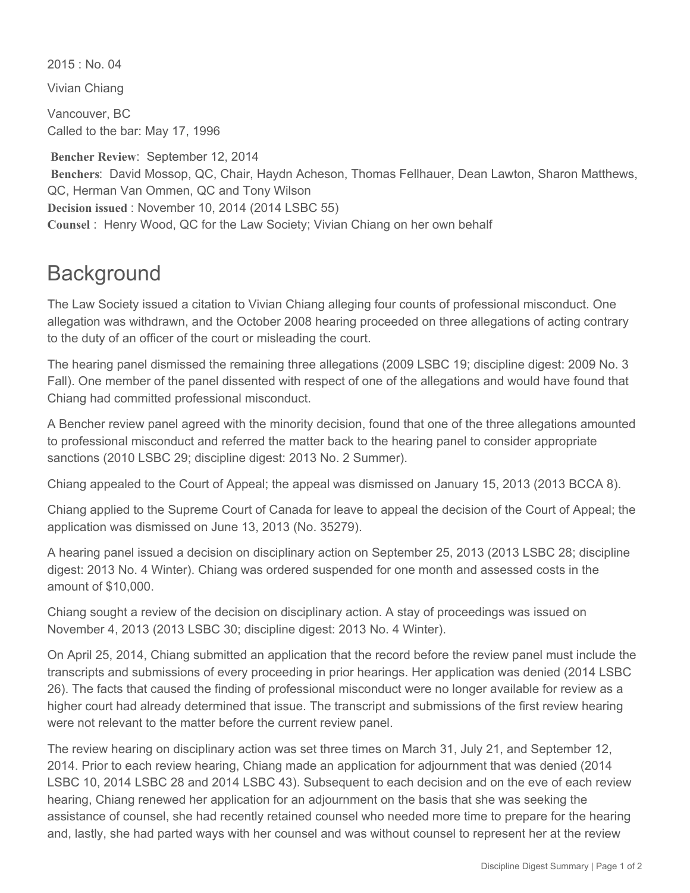2015 : No. 04

Vivian Chiang

Vancouver, BC
Called to the bar: May 17, 1996

**Bencher Review**: September 12, 2014
**Benchers**: David Mossop, QC, Chair, Haydn Acheson, Thomas Fellhauer, Dean Lawton, Sharon Matthews, QC, Herman Van Ommen, QC and Tony Wilson
**Decision issued** : November 10, 2014 (2014 LSBC 55)
**Counsel** : Henry Wood, QC for the Law Society; Vivian Chiang on her own behalf

# Background

The Law Society issued a citation to Vivian Chiang alleging four counts of professional misconduct. One allegation was withdrawn, and the October 2008 hearing proceeded on three allegations of acting contrary to the duty of an officer of the court or misleading the court.

The hearing panel dismissed the remaining three allegations (2009 LSBC 19; discipline digest: 2009 No. 3 Fall). One member of the panel dissented with respect of one of the allegations and would have found that Chiang had committed professional misconduct.

A Bencher review panel agreed with the minority decision, found that one of the three allegations amounted to professional misconduct and referred the matter back to the hearing panel to consider appropriate sanctions (2010 LSBC 29; discipline digest: 2013 No. 2 Summer).

Chiang appealed to the Court of Appeal; the appeal was dismissed on January 15, 2013 (2013 BCCA 8).

Chiang applied to the Supreme Court of Canada for leave to appeal the decision of the Court of Appeal; the application was dismissed on June 13, 2013 (No. 35279).

A hearing panel issued a decision on disciplinary action on September 25, 2013 (2013 LSBC 28; discipline digest: 2013 No. 4 Winter). Chiang was ordered suspended for one month and assessed costs in the amount of $10,000.

Chiang sought a review of the decision on disciplinary action. A stay of proceedings was issued on November 4, 2013 (2013 LSBC 30; discipline digest: 2013 No. 4 Winter).

On April 25, 2014, Chiang submitted an application that the record before the review panel must include the transcripts and submissions of every proceeding in prior hearings. Her application was denied (2014 LSBC 26). The facts that caused the finding of professional misconduct were no longer available for review as a higher court had already determined that issue. The transcript and submissions of the first review hearing were not relevant to the matter before the current review panel.

The review hearing on disciplinary action was set three times on March 31, July 21, and September 12, 2014. Prior to each review hearing, Chiang made an application for adjournment that was denied (2014 LSBC 10, 2014 LSBC 28 and 2014 LSBC 43). Subsequent to each decision and on the eve of each review hearing, Chiang renewed her application for an adjournment on the basis that she was seeking the assistance of counsel, she had recently retained counsel who needed more time to prepare for the hearing and, lastly, she had parted ways with her counsel and was without counsel to represent her at the review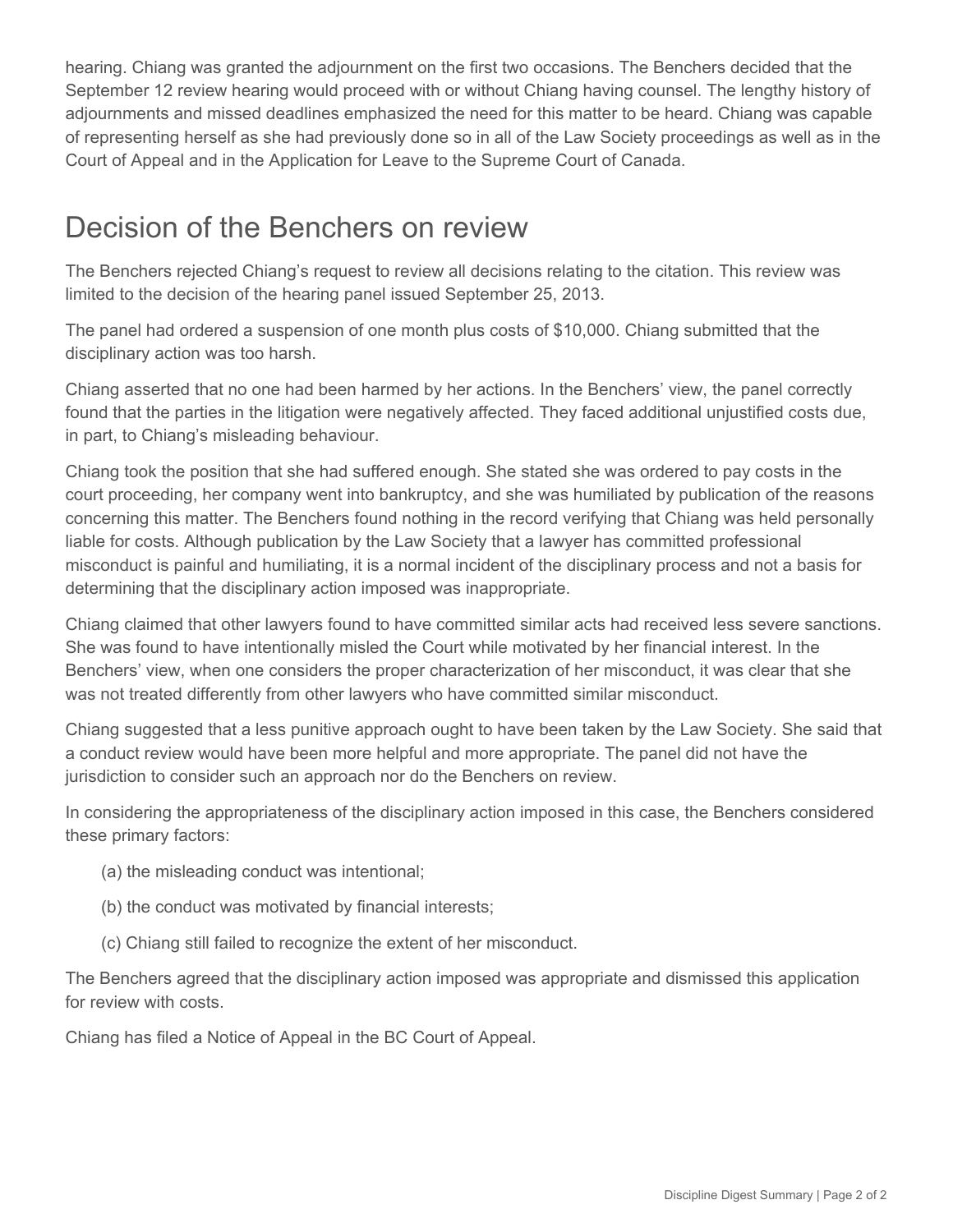hearing. Chiang was granted the adjournment on the first two occasions. The Benchers decided that the September 12 review hearing would proceed with or without Chiang having counsel. The lengthy history of adjournments and missed deadlines emphasized the need for this matter to be heard. Chiang was capable of representing herself as she had previously done so in all of the Law Society proceedings as well as in the Court of Appeal and in the Application for Leave to the Supreme Court of Canada.

## Decision of the Benchers on review

The Benchers rejected Chiang's request to review all decisions relating to the citation. This review was limited to the decision of the hearing panel issued September 25, 2013.

The panel had ordered a suspension of one month plus costs of $10,000. Chiang submitted that the disciplinary action was too harsh.

Chiang asserted that no one had been harmed by her actions. In the Benchers' view, the panel correctly found that the parties in the litigation were negatively affected. They faced additional unjustified costs due, in part, to Chiang's misleading behaviour.

Chiang took the position that she had suffered enough. She stated she was ordered to pay costs in the court proceeding, her company went into bankruptcy, and she was humiliated by publication of the reasons concerning this matter. The Benchers found nothing in the record verifying that Chiang was held personally liable for costs. Although publication by the Law Society that a lawyer has committed professional misconduct is painful and humiliating, it is a normal incident of the disciplinary process and not a basis for determining that the disciplinary action imposed was inappropriate.

Chiang claimed that other lawyers found to have committed similar acts had received less severe sanctions. She was found to have intentionally misled the Court while motivated by her financial interest. In the Benchers' view, when one considers the proper characterization of her misconduct, it was clear that she was not treated differently from other lawyers who have committed similar misconduct.

Chiang suggested that a less punitive approach ought to have been taken by the Law Society. She said that a conduct review would have been more helpful and more appropriate. The panel did not have the jurisdiction to consider such an approach nor do the Benchers on review.

In considering the appropriateness of the disciplinary action imposed in this case, the Benchers considered these primary factors:

(a) the misleading conduct was intentional;

(b) the conduct was motivated by financial interests;

(c) Chiang still failed to recognize the extent of her misconduct.

The Benchers agreed that the disciplinary action imposed was appropriate and dismissed this application for review with costs.

Chiang has filed a Notice of Appeal in the BC Court of Appeal.